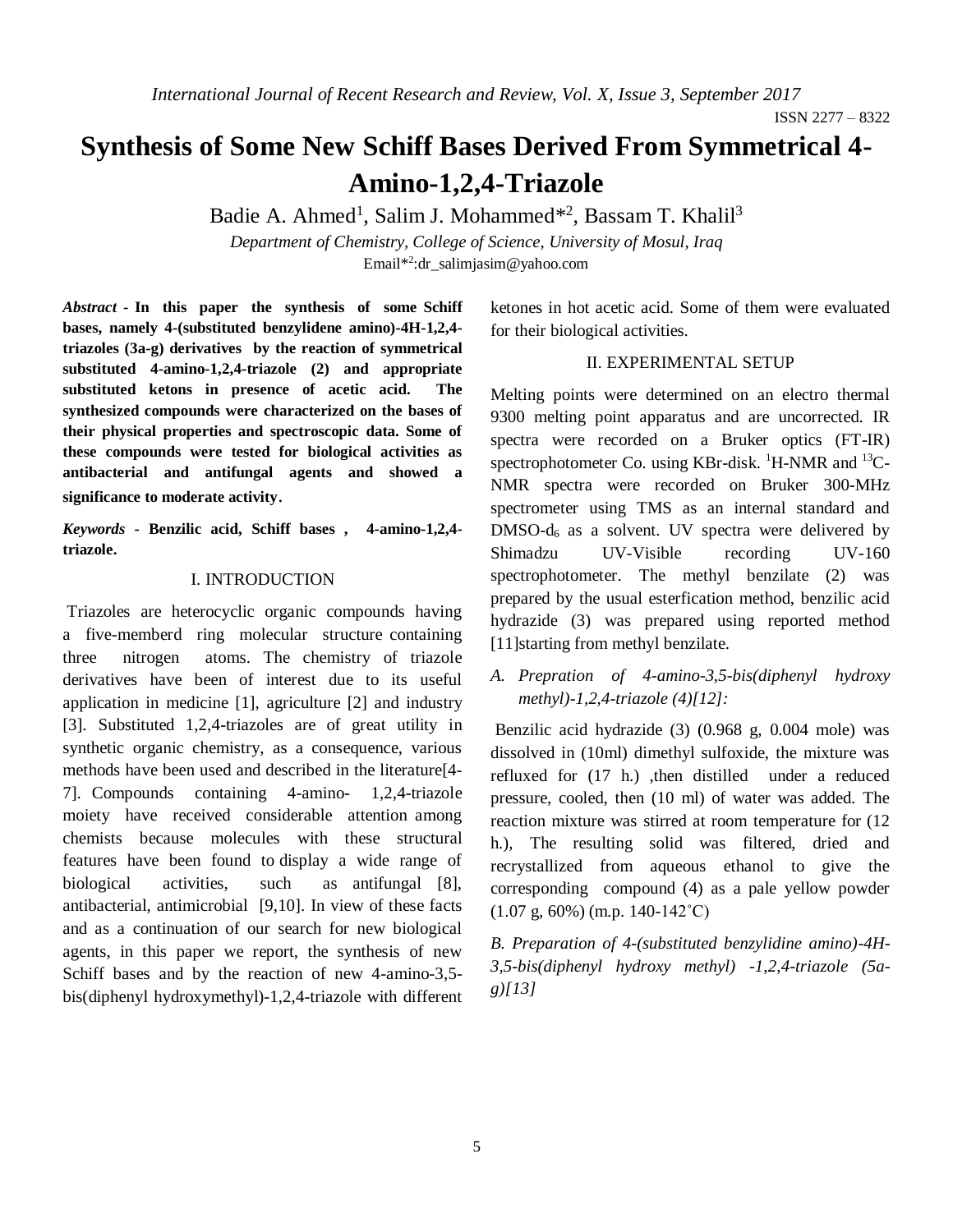# Synthesis of Some New Schiff Bases Derived From Symmetrical 4-Amino-1,2,4-Triazole

Badie A. Ahmed[1], Salim J. Mohammed*[2], Bassam T. Khalil[3]

*Department of Chemistry, College of Science, University of Mosul, Iraq*

Email*[2]:dr_salimjasim@yahoo.com

***Abstract* - In this paper the synthesis of some Schiff bases, namely 4-(substituted benzylidene amino)-4H-1,2,4-triazoles (3a-g) derivatives by the reaction of symmetrical substituted 4-amino-1,2,4-triazole (2) and appropriate substituted ketons in presence of acetic acid. The synthesized compounds were characterized on the bases of their physical properties and spectroscopic data. Some of these compounds were tested for biological activities as antibacterial and antifungal agents and showed a significance to moderate activity.**

***Keywords* - Benzilic acid, Schiff bases , 4-amino-1,2,4-triazole.**

## I. INTRODUCTION

Triazoles are heterocyclic organic compounds having a five-memberd ring molecular structure containing three nitrogen atoms. The chemistry of triazole derivatives have been of interest due to its useful application in medicine [1], agriculture [2] and industry [3]. Substituted 1,2,4-triazoles are of great utility in synthetic organic chemistry, as a consequence, various methods have been used and described in the literature[4-7]. Compounds containing 4-amino- 1,2,4-triazole moiety have received considerable attention among chemists because molecules with these structural features have been found to display a wide range of biological activities, such as antifungal [8], antibacterial, antimicrobial [9,10]. In view of these facts and as a continuation of our search for new biological agents, in this paper we report, the synthesis of new Schiff bases and by the reaction of new 4-amino-3,5-bis(diphenyl hydroxymethyl)-1,2,4-triazole with different ketones in hot acetic acid. Some of them were evaluated for their biological activities.

## II. EXPERIMENTAL SETUP

Melting points were determined on an electro thermal 9300 melting point apparatus and are uncorrected. IR spectra were recorded on a Bruker optics (FT-IR) spectrophotometer Co. using KBr-disk. $^{1}$H-NMR and $^{13}$C-NMR spectra were recorded on Bruker 300-MHz spectrometer using TMS as an internal standard and DMSO-$d_6$ as a solvent. UV spectra were delivered by Shimadzu UV-Visible recording UV-160 spectrophotometer. The methyl benzilate (2) was prepared by the usual esterfication method, benzilic acid hydrazide (3) was prepared using reported method [11]starting from methyl benzilate.

### *A. Prepration of 4-amino-3,5-bis(diphenyl hydroxy methyl)-1,2,4-triazole (4)[12]:*

Benzilic acid hydrazide (3) (0.968 g, 0.004 mole) was dissolved in (10ml) dimethyl sulfoxide, the mixture was refluxed for (17 h.) ,then distilled under a reduced pressure, cooled, then (10 ml) of water was added. The reaction mixture was stirred at room temperature for (12 h.), The resulting solid was filtered, dried and recrystallized from aqueous ethanol to give the corresponding compound (4) as a pale yellow powder (1.07 g, 60%) (m.p. 140-142˚C)

### *B. Preparation of 4-(substituted benzylidine amino)-4H-3,5-bis(diphenyl hydroxy methyl) -1,2,4-triazole (5a-g)[13]*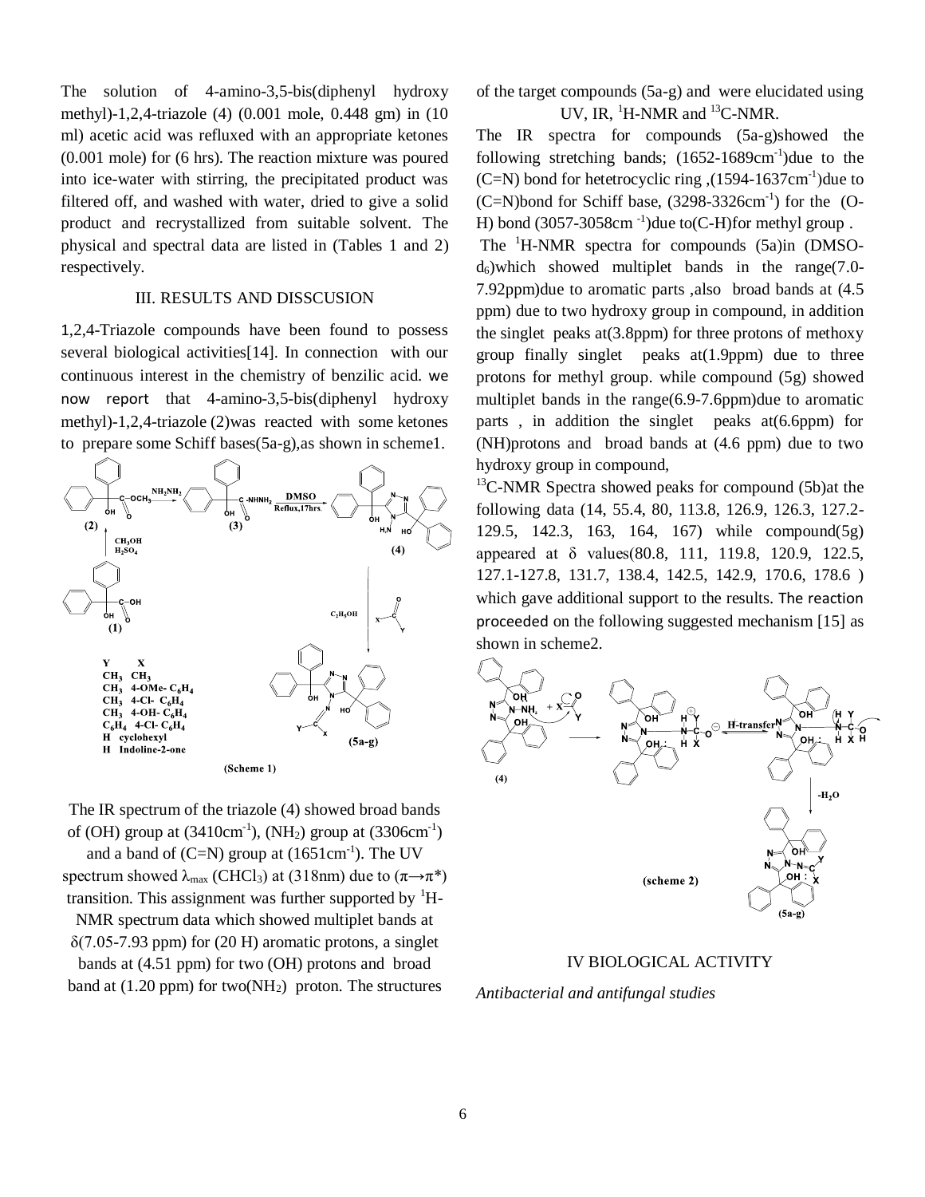The solution of 4-amino-3,5-bis(diphenyl hydroxy methyl)-1,2,4-triazole (4) (0.001 mole, 0.448 gm) in (10 ml) acetic acid was refluxed with an appropriate ketones (0.001 mole) for (6 hrs). The reaction mixture was poured into ice-water with stirring, the precipitated product was filtered off, and washed with water, dried to give a solid product and recrystallized from suitable solvent. The physical and spectral data are listed in (Tables 1 and 2) respectively.

## III. RESULTS AND DISSCUSION

1,2,4-Triazole compounds have been found to possess several biological activities[14]. In connection with our continuous interest in the chemistry of benzilic acid. we now report that 4-amino-3,5-bis(diphenyl hydroxy methyl)-1,2,4-triazole (2)was reacted with some ketones to prepare some Schiff bases(5a-g),as shown in scheme1.

| Y | X |
|---|---|
| $CH_3$ | $CH_3$ |
| $CH_3$ | 4-OMe- $C_6H_4$ |
| $CH_3$ | 4-Cl- $C_6H_4$ |
| $CH_3$ | 4-OH- $C_6H_4$ |
| $C_6H_4$ | 4-Cl- $C_6H_4$ |
| H | cyclohexyl |
| H | Indoline-2-one |

(Scheme 1)

The IR spectrum of the triazole (4) showed broad bands of (OH) group at ($3410cm^{-1}$), ($NH_2$) group at ($3306cm^{-1}$) and a band of (C=N) group at ($1651cm^{-1}$). The UV spectrum showed $\lambda_{max}$ ($CHCl_3$) at (318nm) due to ($\pi\rightarrow\pi^*$) transition. This assignment was further supported by $^1H$-NMR spectrum data which showed multiplet bands at $\delta$(7.05-7.93 ppm) for (20 H) aromatic protons, a singlet bands at (4.51 ppm) for two (OH) protons and broad band at (1.20 ppm) for two($NH_2$) proton. The structures of the target compounds (5a-g) and were elucidated using UV, IR, $^1H$-NMR and $^{13}C$-NMR.

The IR spectra for compounds (5a-g)showed the following stretching bands; ($1652-1689cm^{-1}$)due to the (C=N) bond for hetetrocyclic ring ,($1594-1637cm^{-1}$)due to (C=N)bond for Schiff base, ($3298-3326cm^{-1}$) for the (O-H) bond ($3057-3058cm^{-1}$)due to(C-H)for methyl group .

The $^1H$-NMR spectra for compounds (5a)in (DMSO-$d_6$)which showed multiplet bands in the range(7.0-7.92ppm)due to aromatic parts ,also broad bands at (4.5 ppm) due to two hydroxy group in compound, in addition the singlet peaks at(3.8ppm) for three protons of methoxy group finally singlet peaks at(1.9ppm) due to three protons for methyl group. while compound (5g) showed multiplet bands in the range(6.9-7.6ppm)due to aromatic parts , in addition the singlet peaks at(6.6ppm) for (NH)protons and broad bands at (4.6 ppm) due to two hydroxy group in compound,

$^{13}C$-NMR Spectra showed peaks for compound (5b)at the following data (14, 55.4, 80, 113.8, 126.9, 126.3, 127.2-129.5, 142.3, 163, 164, 167) while compound(5g) appeared at $\delta$ values(80.8, 111, 119.8, 120.9, 122.5, 127.1-127.8, 131.7, 138.4, 142.5, 142.9, 170.6, 178.6 ) which gave additional support to the results. The reaction proceeded on the following suggested mechanism [15] as shown in scheme2.

(scheme 2)

## IV BIOLOGICAL ACTIVITY

*Antibacterial and antifungal studies*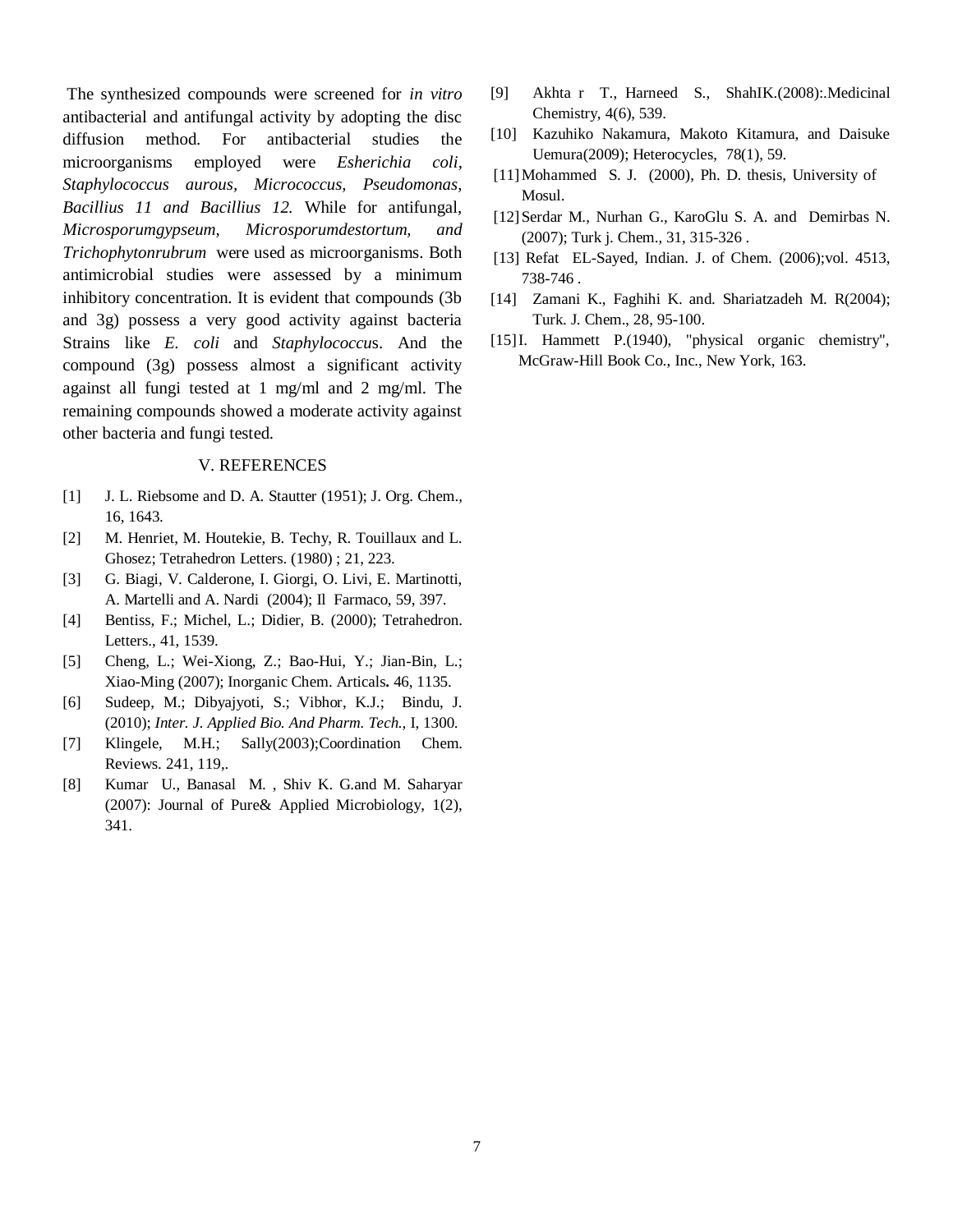The synthesized compounds were screened for *in vitro* antibacterial and antifungal activity by adopting the disc diffusion method. For antibacterial studies the microorganisms employed were *Esherichia coli*, *Staphylococcus aurous*, *Micrococcus*, *Pseudomonas*, *Bacillius 11 and Bacillius 12.* While for antifungal, *Microsporumgypseum, Microsporumdestortum, and Trichophytonrubrum* were used as microorganisms. Both antimicrobial studies were assessed by a minimum inhibitory concentration. It is evident that compounds (3b and 3g) possess a very good activity against bacteria Strains like *E. coli* and *Staphylococcu*s. And the compound (3g) possess almost a significant activity against all fungi tested at 1 mg/ml and 2 mg/ml. The remaining compounds showed a moderate activity against other bacteria and fungi tested.

## V. REFERENCES

[1] J. L. Riebsome and D. A. Stautter (1951); J. Org. Chem., 16, 1643.

[2] M. Henriet, M. Houtekie, B. Techy, R. Touillaux and L. Ghosez; Tetrahedron Letters. (1980) ; 21, 223.

[3] G. Biagi, V. Calderone, I. Giorgi, O. Livi, E. Martinotti, A. Martelli and A. Nardi (2004); Il Farmaco, 59, 397.

[4] Bentiss, F.; Michel, L.; Didier, B. (2000); Tetrahedron. Letters., 41, 1539.

[5] Cheng, L.; Wei-Xiong, Z.; Bao-Hui, Y.; Jian-Bin, L.; Xiao-Ming (2007); Inorganic Chem. Articals**.** 46, 1135.

[6] Sudeep, M.; Dibyajyoti, S.; Vibhor, K.J.; Bindu, J. (2010); *Inter. J. Applied Bio. And Pharm. Tech.,* I, 1300.

[7] Klingele, M.H.; Sally(2003);Coordination Chem. Reviews. 241, 119,.

[8] Kumar U., Banasal M. , Shiv K. G.and M. Saharyar (2007): Journal of Pure& Applied Microbiology, 1(2), 341.

[9] Akhta r T., Harneed S., ShahIK.(2008):.Medicinal Chemistry, 4(6), 539.

[10] Kazuhiko Nakamura, Makoto Kitamura, and Daisuke Uemura(2009); Heterocycles, 78(1), 59.

[11] Mohammed S. J. (2000), Ph. D. thesis, University of Mosul.

[12] Serdar M., Nurhan G., KaroGlu S. A. and Demirbas N. (2007); Turk j. Chem., 31, 315-326 .

[13] Refat EL-Sayed, Indian. J. of Chem. (2006);vol. 4513, 738-746 .

[14] Zamani K., Faghihi K. and. Shariatzadeh M. R(2004); Turk. J. Chem., 28, 95-100.

[15] I. Hammett P.(1940), "physical organic chemistry", McGraw-Hill Book Co., Inc., New York, 163.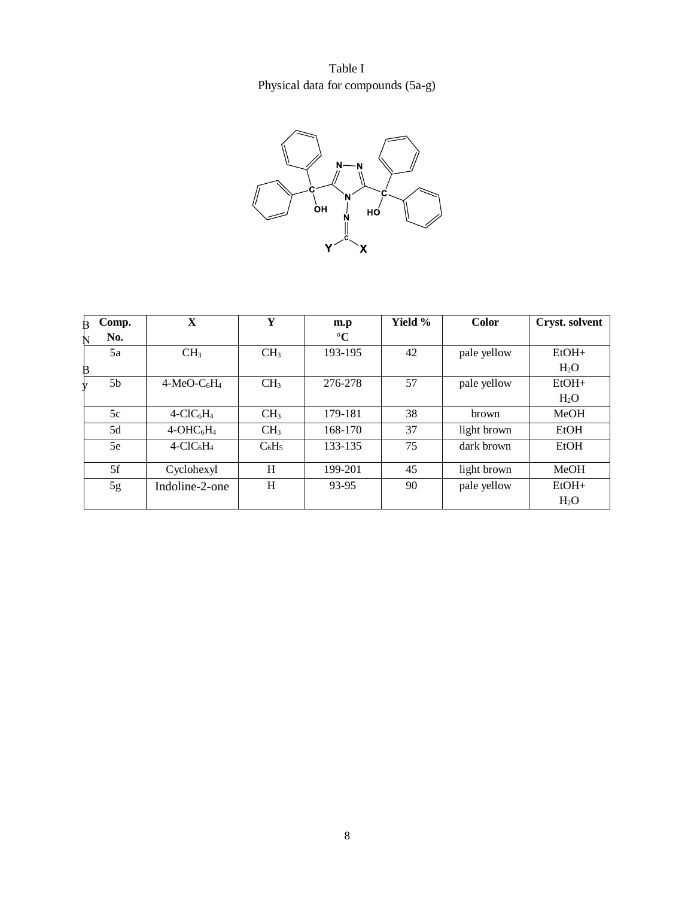Table I
Physical data for compounds (5a-g)

| Comp. No. | X | Y | m.p °C | Yield % | Color | Cryst. solvent |
|---|---|---|---|---|---|---|
| 5a | $CH_3$ | $CH_3$ | 193-195 | 42 | pale yellow | EtOH+ $H_2O$ |
| 5b | 4-MeO-$C_6H_4$ | $CH_3$ | 276-278 | 57 | pale yellow | EtOH+ $H_2O$ |
| 5c | 4-Cl$C_6H_4$ | $CH_3$ | 179-181 | 38 | brown | MeOH |
| 5d | 4-OH$C_6H_4$ | $CH_3$ | 168-170 | 37 | light brown | EtOH |
| 5e | 4-Cl$C_6H_4$ | $C_6H_5$ | 133-135 | 75 | dark brown | EtOH |
| 5f | Cyclohexyl | H | 199-201 | 45 | light brown | MeOH |
| 5g | Indoline-2-one | H | 93-95 | 90 | pale yellow | EtOH+ $H_2O$ |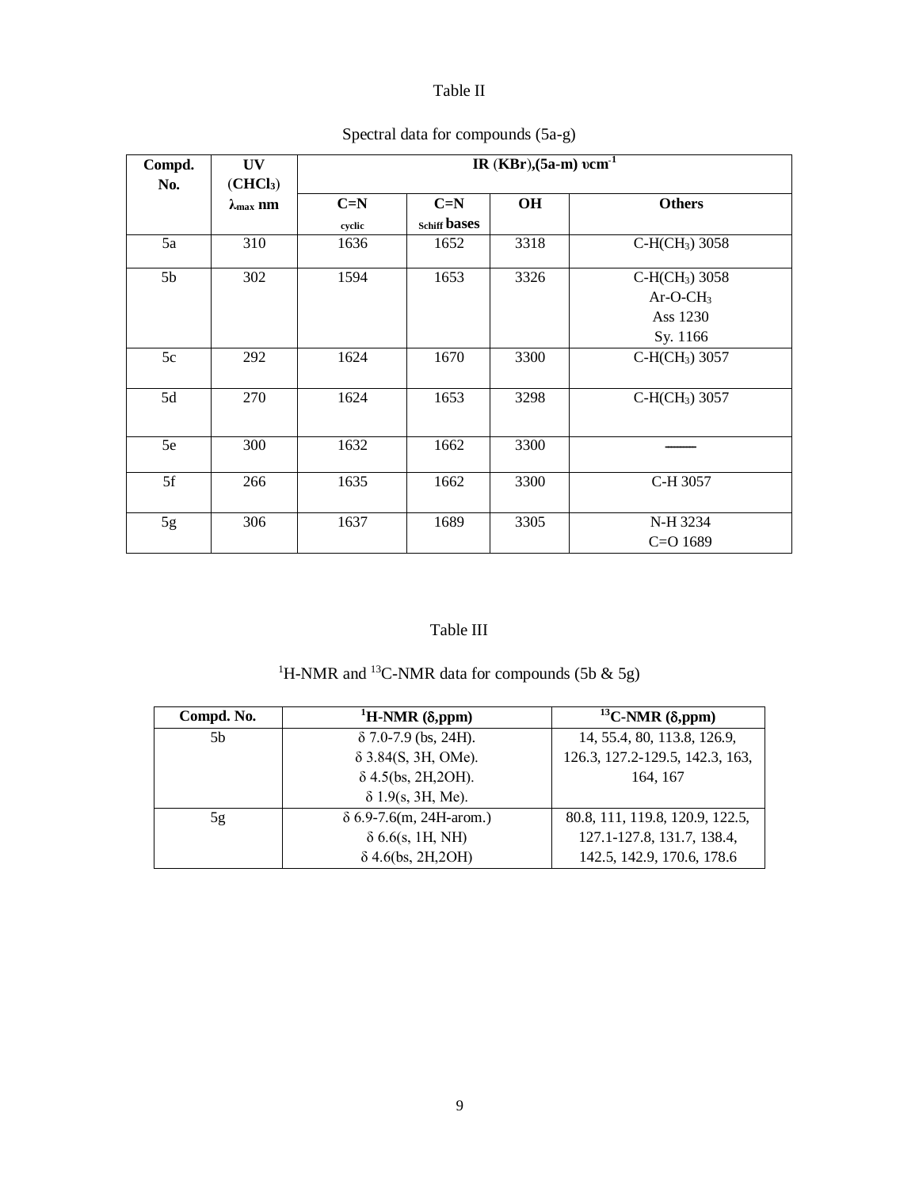Table II

Spectral data for compounds (5a-g)

| Compd. No. | UV ($CHCl_3$) $\lambda_{max}$ nm | IR (KBr),(5a-m) $\upsilon cm^{-1}$ | | | |
|---|---|---|---|---|---|
| | | C=N cyclic | C=N Schiff bases | OH | Others |
| 5a | 310 | 1636 | 1652 | 3318 | C-H($CH_3$) 3058 |
| 5b | 302 | 1594 | 1653 | 3326 | C-H($CH_3$) 3058 Ar-O-$CH_3$ Ass 1230 Sy. 1166 |
| 5c | 292 | 1624 | 1670 | 3300 | C-H($CH_3$) 3057 |
| 5d | 270 | 1624 | 1653 | 3298 | C-H($CH_3$) 3057 |
| 5e | 300 | 1632 | 1662 | 3300 | —— |
| 5f | 266 | 1635 | 1662 | 3300 | C-H 3057 |
| 5g | 306 | 1637 | 1689 | 3305 | N-H 3234 C=O 1689 |

Table III

$^1$H-NMR and $^{13}$C-NMR data for compounds (5b & 5g)

| Compd. No. | $^1$H-NMR ($\delta$,ppm) | $^{13}$C-NMR ($\delta$,ppm) |
|---|---|---|
| 5b | $\delta$ 7.0-7.9 (bs, 24H). $\delta$ 3.84(S, 3H, OMe). $\delta$ 4.5(bs, 2H,2OH). $\delta$ 1.9(s, 3H, Me). | 14, 55.4, 80, 113.8, 126.9, 126.3, 127.2-129.5, 142.3, 163, 164, 167 |
| 5g | $\delta$ 6.9-7.6(m, 24H-arom.) $\delta$ 6.6(s, 1H, NH) $\delta$ 4.6(bs, 2H,2OH) | 80.8, 111, 119.8, 120.9, 122.5, 127.1-127.8, 131.7, 138.4, 142.5, 142.9, 170.6, 178.6 |